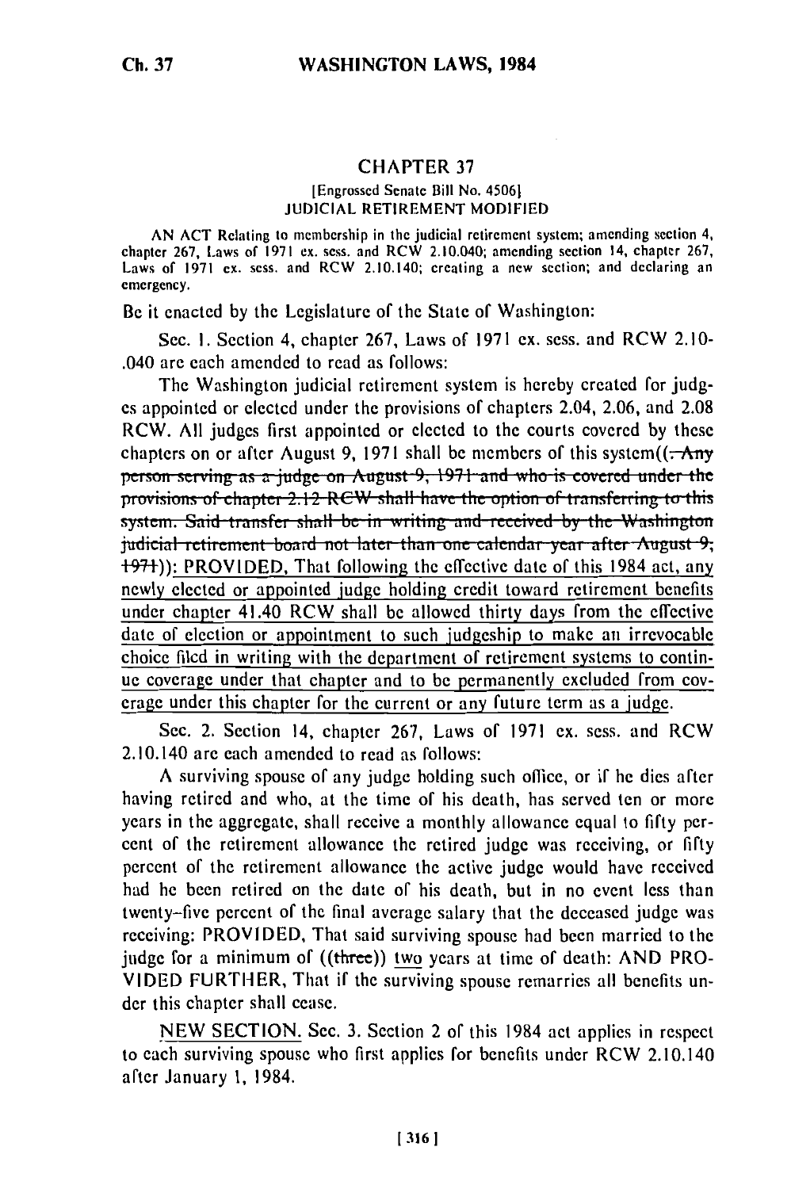# CHAPTER 37

[Engrossed Senate Bill No. 4506]

JUDICIAL RETIREMENT MODIFIED

AN ACT Relating to membership in the judicial retirement system; amending section 4, chapter 267, Laws of 1971 ex. sess. and RCW 2.10.040; amending section 14, chapter 267, Laws of 1971 ex. sess. and RCW 2.10.140; creating a new section; and declaring an emergency.

Be it enacted by the Legislature of the State of Washington:

Sec. 1. Section 4, chapter 267, Laws of 1971 ex. sess. and RCW 2.10-.040 are each amended to read as follows:

The Washington judicial retirement system is hereby created for judges appointed or elected under the provisions of chapters 2.04, 2.06, and 2.08 RCW. All judges first appointed or elected to the courts covered by these chapters on or after August 9, 1971 shall be members of this system((. Any person serving as a judge on August 9, 1971 and who is covered under the provisions of chapter 2.12 RCW shall have the option of transferring to this system. Said transfer shall be in writing and received by the Washington judicial retirement board not later than one calendar year after August 9, 1971)): PROVIDED, That following the effective date of this 1984 act, any newly elected or appointed judge holding credit toward retirement benefits under chapter 41.40 RCW shall be allowed thirty days from the effective date of election or appointment to such judgeship to make an irrevocable choice filed in writing with the department of retirement systems to continue coverage under that chapter and to be permanently excluded from coverage under this chapter for the current or any future term as a judge.

Sec. 2. Section 14, chapter 267, Laws of 1971 ex. sess. and RCW 2.10.140 are each amended to read as follows:

A surviving spouse of any judge holding such office, or if he dies after having retired and who, at the time of his death, has served ten or more years in the aggregate, shall receive a monthly allowance equal to fifty percent of the retirement allowance the retired judge was receiving, or fifty percent of the retirement allowance the active judge would have received had he been retired on the date of his death, but in no event less than twenty-five percent of the final average salary that the deceased judge was receiving: PROVIDED, That said surviving spouse had been married to the judge for a minimum of ((three)) two years at time of death: AND PROVIDED FURTHER, That if the surviving spouse remarries all benefits under this chapter shall cease.

NEW SECTION. Sec. 3. Section 2 of this 1984 act applies in respect to each surviving spouse who first applies for benefits under RCW 2.10.140 after January 1, 1984.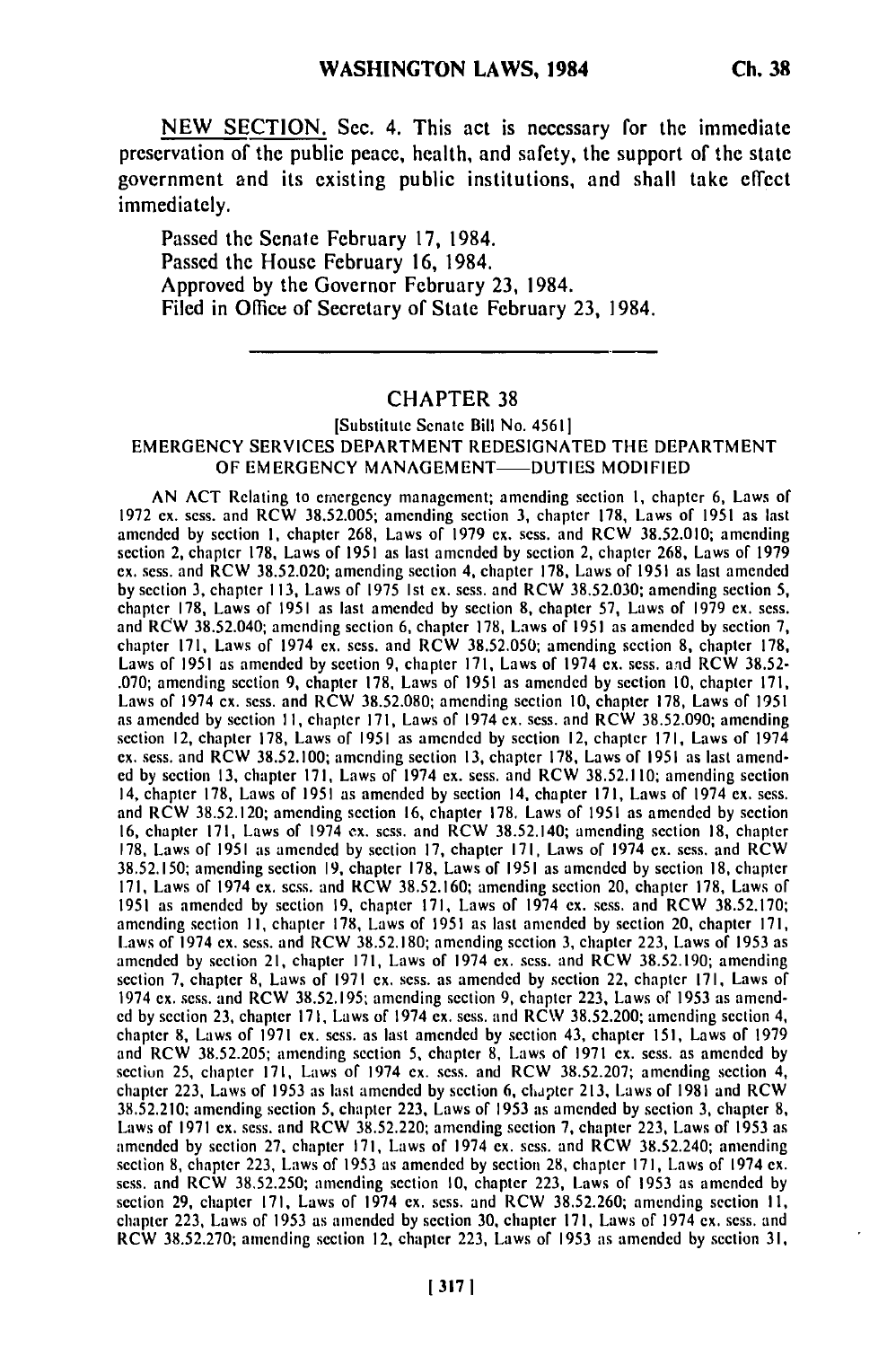NEW SECTION. Sec. 4. This act is necessary for the immediate preservation of the public peace, health, and safety, the support of the state government and its existing public institutions, and shall take effect immediately.

Passed the Senate February 17, 1984.
Passed the House February 16, 1984.
Approved by the Governor February 23, 1984.
Filed in Office of Secretary of State February 23, 1984.

---

## CHAPTER 38

[Substitute Senate Bill No. 4561]

### EMERGENCY SERVICES DEPARTMENT REDESIGNATED THE DEPARTMENT OF EMERGENCY MANAGEMENT——DUTIES MODIFIED

AN ACT Relating to emergency management; amending section 1, chapter 6, Laws of 1972 ex. sess. and RCW 38.52.005; amending section 3, chapter 178, Laws of 1951 as last amended by section 1, chapter 268, Laws of 1979 ex. sess. and RCW 38.52.010; amending section 2, chapter 178, Laws of 1951 as last amended by section 2, chapter 268, Laws of 1979 ex. sess. and RCW 38.52.020; amending section 4, chapter 178, Laws of 1951 as last amended by section 3, chapter 113, Laws of 1975 1st ex. sess. and RCW 38.52.030; amending section 5, chapter 178, Laws of 1951 as last amended by section 8, chapter 57, Laws of 1979 ex. sess. and RCW 38.52.040; amending section 6, chapter 178, Laws of 1951 as amended by section 7, chapter 171, Laws of 1974 ex. sess. and RCW 38.52.050; amending section 8, chapter 178, Laws of 1951 as amended by section 9, chapter 171, Laws of 1974 ex. sess. and RCW 38.52-.070; amending section 9, chapter 178, Laws of 1951 as amended by section 10, chapter 171, Laws of 1974 ex. sess. and RCW 38.52.080; amending section 10, chapter 178, Laws of 1951 as amended by section 11, chapter 171, Laws of 1974 ex. sess. and RCW 38.52.090; amending section 12, chapter 178, Laws of 1951 as amended by section 12, chapter 171, Laws of 1974 ex. sess. and RCW 38.52.100; amending section 13, chapter 178, Laws of 1951 as last amended by section 13, chapter 171, Laws of 1974 ex. sess. and RCW 38.52.110; amending section 14, chapter 178, Laws of 1951 as amended by section 14, chapter 171, Laws of 1974 ex. sess. and RCW 38.52.120; amending section 16, chapter 178, Laws of 1951 as amended by section 16, chapter 171, Laws of 1974 ex. sess. and RCW 38.52.140; amending section 18, chapter 178, Laws of 1951 as amended by section 17, chapter 171, Laws of 1974 ex. sess. and RCW 38.52.150; amending section 19, chapter 178, Laws of 1951 as amended by section 18, chapter 171, Laws of 1974 ex. sess. and RCW 38.52.160; amending section 20, chapter 178, Laws of 1951 as amended by section 19, chapter 171, Laws of 1974 ex. sess. and RCW 38.52.170; amending section 11, chapter 178, Laws of 1951 as last amended by section 20, chapter 171, Laws of 1974 ex. sess. and RCW 38.52.180; amending section 3, chapter 223, Laws of 1953 as amended by section 21, chapter 171, Laws of 1974 ex. sess. and RCW 38.52.190; amending section 7, chapter 8, Laws of 1971 ex. sess. as amended by section 22, chapter 171, Laws of 1974 ex. sess. and RCW 38.52.195; amending section 9, chapter 223, Laws of 1953 as amended by section 23, chapter 171, Laws of 1974 ex. sess. and RCW 38.52.200; amending section 4, chapter 8, Laws of 1971 ex. sess. as last amended by section 43, chapter 151, Laws of 1979 and RCW 38.52.205; amending section 5, chapter 8, Laws of 1971 ex. sess. as amended by section 25, chapter 171, Laws of 1974 ex. sess. and RCW 38.52.207; amending section 4, chapter 223, Laws of 1953 as last amended by section 6, chapter 213, Laws of 1981 and RCW 38.52.210; amending section 5, chapter 223, Laws of 1953 as amended by section 3, chapter 8, Laws of 1971 ex. sess. and RCW 38.52.220; amending section 7, chapter 223, Laws of 1953 as amended by section 27, chapter 171, Laws of 1974 ex. sess. and RCW 38.52.240; amending section 8, chapter 223, Laws of 1953 as amended by section 28, chapter 171, Laws of 1974 ex. sess. and RCW 38.52.250; amending section 10, chapter 223, Laws of 1953 as amended by section 29, chapter 171, Laws of 1974 ex. sess. and RCW 38.52.260; amending section 11, chapter 223, Laws of 1953 as amended by section 30, chapter 171, Laws of 1974 ex. sess. and RCW 38.52.270; amending section 12, chapter 223, Laws of 1953 as amended by section 31,